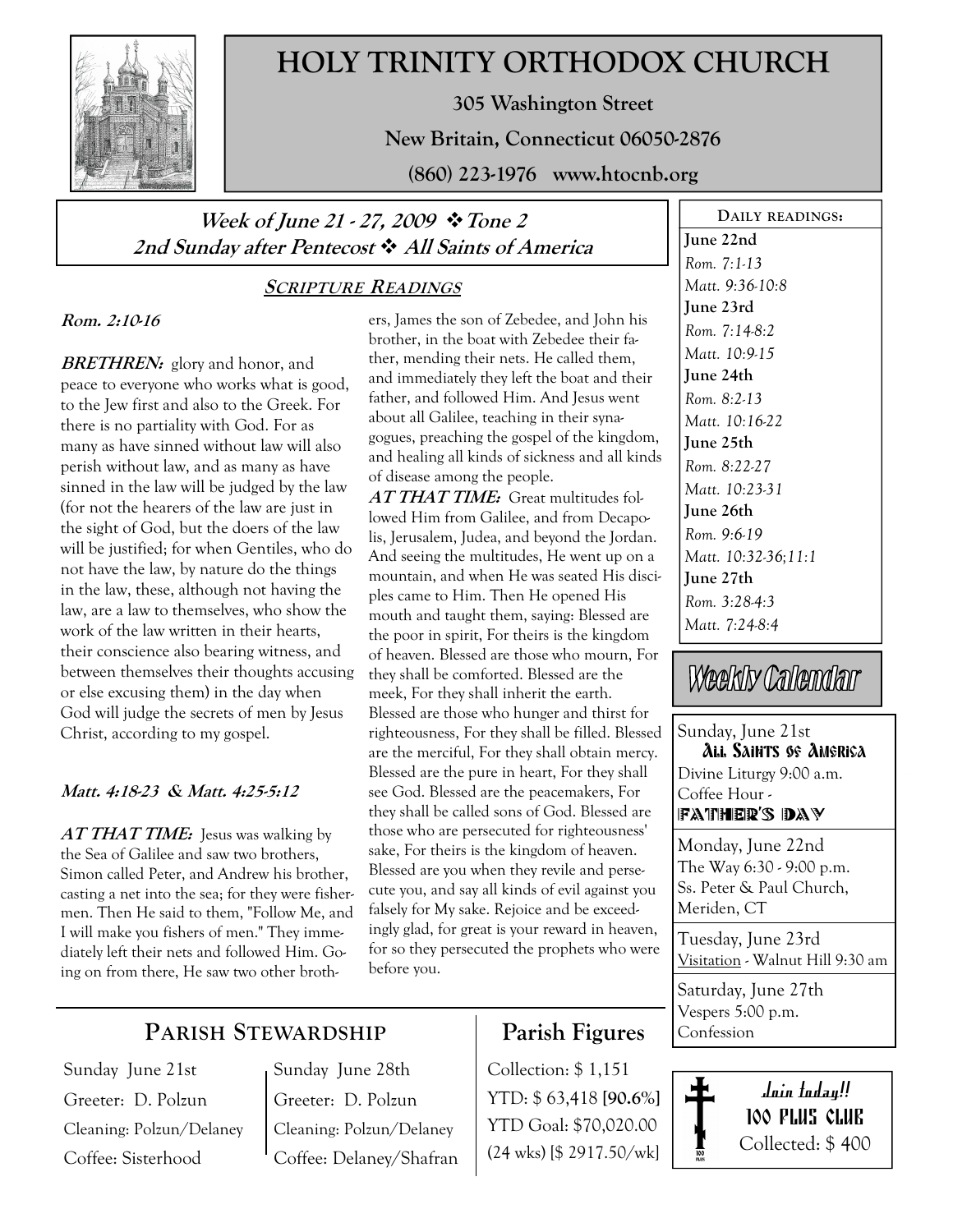# HOLY TRINITY ORTHODOX CHURCH

**305 Washington Street**

**New Britain, Connecticut 06050-2876**

**(860) 223-1976 www.htocnb.org**

**Week of June 21 - 27, 2009 ❖ Tone 2**
**2nd Sunday after Pentecost ❖ All Saints of America**

## SCRIPTURE READINGS

**Rom. 2:10-16**

***BRETHREN:*** glory and honor, and peace to everyone who works what is good, to the Jew first and also to the Greek. For there is no partiality with God. For as many as have sinned without law will also perish without law, and as many as have sinned in the law will be judged by the law (for not the hearers of the law are just in the sight of God, but the doers of the law will be justified; for when Gentiles, who do not have the law, by nature do the things in the law, these, although not having the law, are a law to themselves, who show the work of the law written in their hearts, their conscience also bearing witness, and between themselves their thoughts accusing or else excusing them) in the day when God will judge the secrets of men by Jesus Christ, according to my gospel.

**Matt. 4:18-23 & Matt. 4:25-5:12**

***AT THAT TIME:*** Jesus was walking by the Sea of Galilee and saw two brothers, Simon called Peter, and Andrew his brother, casting a net into the sea; for they were fishermen. Then He said to them, "Follow Me, and I will make you fishers of men." They immediately left their nets and followed Him. Going on from there, He saw two other brothers, James the son of Zebedee, and John his brother, in the boat with Zebedee their father, mending their nets. He called them, and immediately they left the boat and their father, and followed Him. And Jesus went about all Galilee, teaching in their synagogues, preaching the gospel of the kingdom, and healing all kinds of sickness and all kinds of disease among the people.

***AT THAT TIME:*** Great multitudes followed Him from Galilee, and from Decapolis, Jerusalem, Judea, and beyond the Jordan. And seeing the multitudes, He went up on a mountain, and when He was seated His disciples came to Him. Then He opened His mouth and taught them, saying: Blessed are the poor in spirit, For theirs is the kingdom of heaven. Blessed are those who mourn, For they shall be comforted. Blessed are the meek, For they shall inherit the earth. Blessed are those who hunger and thirst for righteousness, For they shall be filled. Blessed are the merciful, For they shall obtain mercy. Blessed are the pure in heart, For they shall see God. Blessed are the peacemakers, For they shall be called sons of God. Blessed are those who are persecuted for righteousness' sake, For theirs is the kingdom of heaven. Blessed are you when they revile and persecute you, and say all kinds of evil against you falsely for My sake. Rejoice and be exceedingly glad, for great is your reward in heaven, for so they persecuted the prophets who were before you.

### DAILY READINGS:

**June 22nd**
*Rom. 7:1-13*
*Matt. 9:36-10:8*

**June 23rd**
*Rom. 7:14-8:2*
*Matt. 10:9-15*

**June 24th**
*Rom. 8:2-13*
*Matt. 10:16-22*

**June 25th**
*Rom. 8:22-27*
*Matt. 10:23-31*

**June 26th**
*Rom. 9:6-19*
*Matt. 10:32-36;11:1*

**June 27th**
*Rom. 3:28-4:3*
*Matt. 7:24-8:4*

### Weekly Calendar

**Sunday, June 21st**
ALL SAINTS OF AMERICA
Divine Liturgy 9:00 a.m.
Coffee Hour - FATHER'S DAY

**Monday, June 22nd**
The Way 6:30 - 9:00 p.m.
Ss. Peter & Paul Church, Meriden, CT

**Tuesday, June 23rd**
Visitation - Walnut Hill 9:30 am

**Saturday, June 27th**
Vespers 5:00 p.m.
Confession

## PARISH STEWARDSHIP

| Sunday June 21st | Sunday June 28th |
|---|---|
| Greeter: D. Polzun | Greeter: D. Polzun |
| Cleaning: Polzun/Delaney | Cleaning: Polzun/Delaney |
| Coffee: Sisterhood | Coffee: Delaney/Shafran |

## Parish Figures

Collection: $ 1,151
YTD: $ 63,418 **[90.6%]**
YTD Goal: $70,020.00
(24 wks) [$ 2917.50/wk]

**Join today!!**
**100 PLUS CLUB**
Collected: $ 400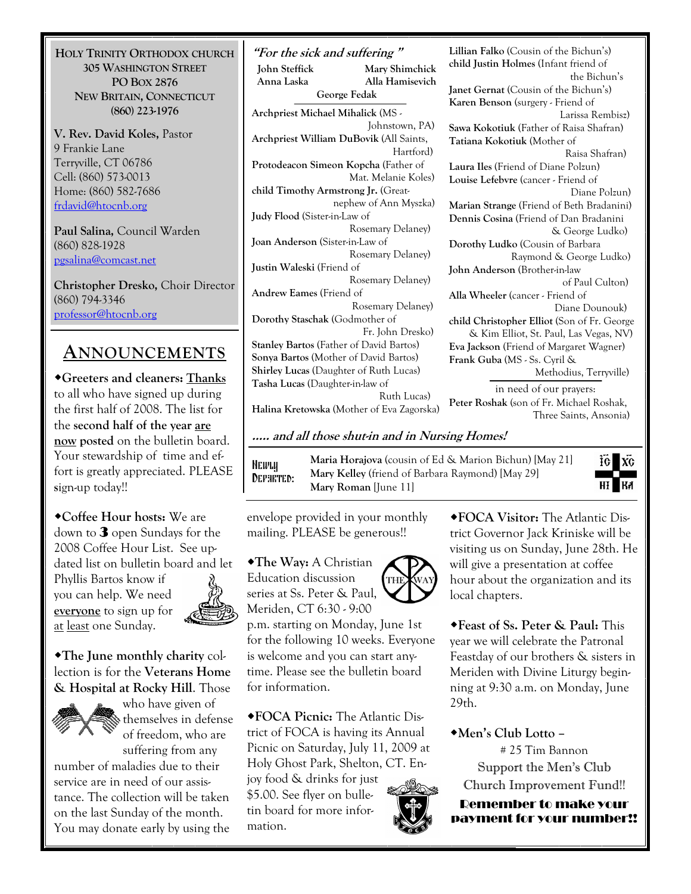**HOLY TRINITY ORTHODOX CHURCH**
**305 WASHINGTON STREET**
**PO BOX 2876**
**NEW BRITAIN, CONNECTICUT**
**(860) 223-1976**

**V. Rev. David Koles,** Pastor
9 Frankie Lane
Terryville, CT 06786
Cell: (860) 573-0013
Home: (860) 582-7686
frdavid@htocnb.org

**Paul Salina,** Council Warden
(860) 828-1928
pgsalina@comcast.net

**Christopher Dresko,** Choir Director
(860) 794-3346
professor@htocnb.org

## ANNOUNCEMENTS

◆**Greeters and cleaners:** Thanks to all who have signed up during the first half of 2008. The list for the **second half of the year** are now **posted** on the bulletin board. Your stewardship of time and effort is greatly appreciated. PLEASE sign-up today!!

◆**Coffee Hour hosts:** We are down to **3** open Sundays for the 2008 Coffee Hour List. See updated list on bulletin board and let Phyllis Bartos know if you can help. We need everyone to sign up for at least one Sunday.

◆**The June monthly charity** collection is for the **Veterans Home & Hospital at Rocky Hill**. Those who have given of themselves in defense of freedom, who are suffering from any number of maladies due to their service are in need of our assistance. The collection will be taken on the last Sunday of the month. You may donate early by using the envelope provided in your monthly mailing. PLEASE be generous!!

◆**The Way:** A Christian Education discussion series at Ss. Peter & Paul, Meriden, CT 6:30 - 9:00 p.m. starting on Monday, June 1st for the following 10 weeks. Everyone is welcome and you can start anytime. Please see the bulletin board for information.

◆**FOCA Picnic:** The Atlantic District of FOCA is having its Annual Picnic on Saturday, July 11, 2009 at Holy Ghost Park, Shelton, CT. Enjoy food & drinks for just $5.00. See flyer on bulletin board for more information.

◆**FOCA Visitor:** The Atlantic District Governor Jack Kriniske will be visiting us on Sunday, June 28th. He will give a presentation at coffee hour about the organization and its local chapters.

◆**Feast of Ss. Peter & Paul:** This year we will celebrate the Patronal Feastday of our brothers & sisters in Meriden with Divine Liturgy beginning at 9:30 a.m. on Monday, June 29th.

◆**Men's Club Lotto –**
# 25 Tim Bannon
Support the Men's Club Church Improvement Fund!!
**Remember to make your payment for your number!!**

### *"For the sick and suffering"*

John Steffick, Mary Shimchick, Anna Laska, Alla Hamisevich, George Fedak

**Archpriest Michael Mihalick** (MS - Johnstown, PA)
**Archpriest William DuBovik** (All Saints, Hartford)
**Protodeacon Simeon Kopcha** (Father of Mat. Melanie Koles)
**child Timothy Armstrong Jr.** (Great-nephew of Ann Myszka)
**Judy Flood** (Sister-in-Law of Rosemary Delaney)
**Joan Anderson** (Sister-in-Law of Rosemary Delaney)
**Justin Waleski** (Friend of Rosemary Delaney)
**Andrew Eames** (Friend of Rosemary Delaney)
**Dorothy Staschak** (Godmother of Fr. John Dresko)
**Stanley Bartos** (Father of David Bartos)
**Sonya Bartos** (Mother of David Bartos)
**Shirley Lucas** (Daughter of Ruth Lucas)
**Tasha Lucas** (Daughter-in-law of Ruth Lucas)
**Halina Kretowska** (Mother of Eva Zagorska)
**Lillian Falko** (Cousin of the Bichun's)
**child Justin Holmes** (Infant friend of the Bichun's
**Janet Gernat** (Cousin of the Bichun's)
**Karen Benson** (surgery - Friend of Larissa Rembisz)
**Sawa Kokotiuk** (Father of Raisa Shafran)
**Tatiana Kokotiuk** (Mother of Raisa Shafran)
**Laura Iles** (Friend of Diane Polzun)
**Louise Lefebvre** (cancer - Friend of Diane Polzun)
**Marian Strange** (Friend of Beth Bradanini)
**Dennis Cosina** (Friend of Dan Bradanini & George Ludko)
**Dorothy Ludko** (Cousin of Barbara Raymond & George Ludko)
**John Anderson** (Brother-in-law of Paul Culton)
**Alla Wheeler** (cancer - Friend of Diane Dounouk)
**child Christopher Elliot** (Son of Fr. George & Kim Elliot, St. Paul, Las Vegas, NV)
**Eva Jackson** (Friend of Margaret Wagner)
**Frank Guba** (MS - Ss. Cyril & Methodius, Terryville)

in need of our prayers:
**Peter Roshak** (son of Fr. Michael Roshak, Three Saints, Ansonia)

*..... and all those shut-in and in Nursing Homes!*

**Newly Departed:**
**Maria Horajova** (cousin of Ed & Marion Bichun) [May 21]
**Mary Kelley** (friend of Barbara Raymond) [May 29]
**Mary Roman** [June 11]

IC XC
NI KA